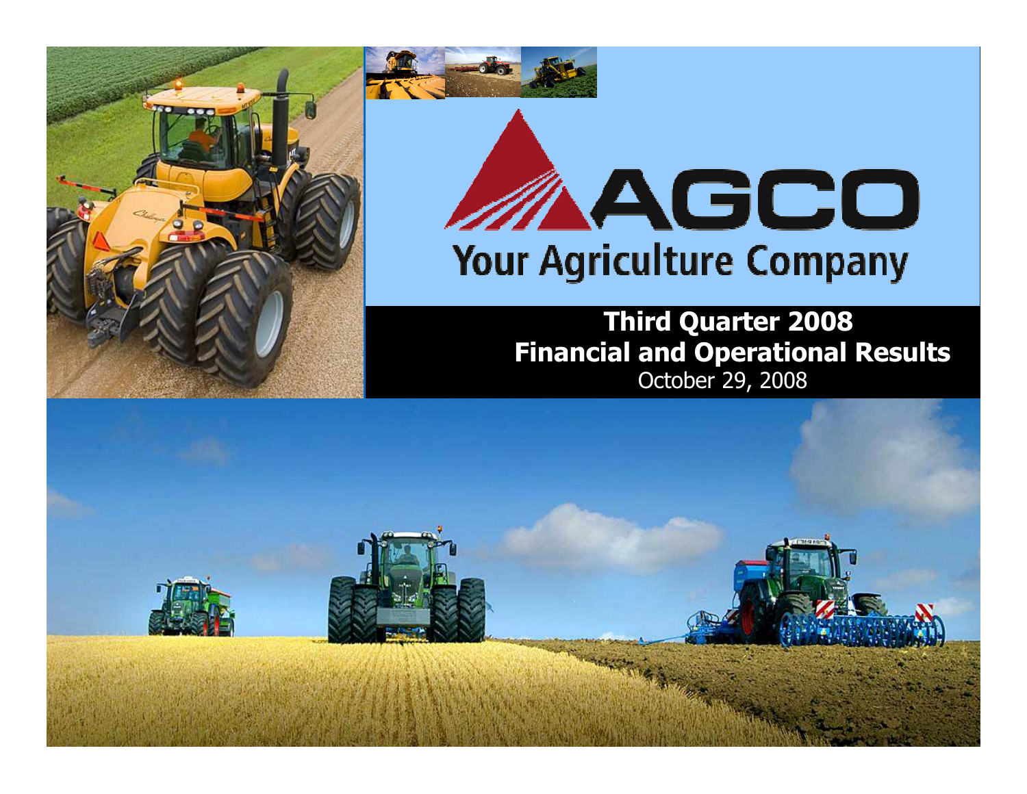# AGCO

## Your Agriculture Company

**Third Quarter 2008**
**Financial and Operational Results**
October 29, 2008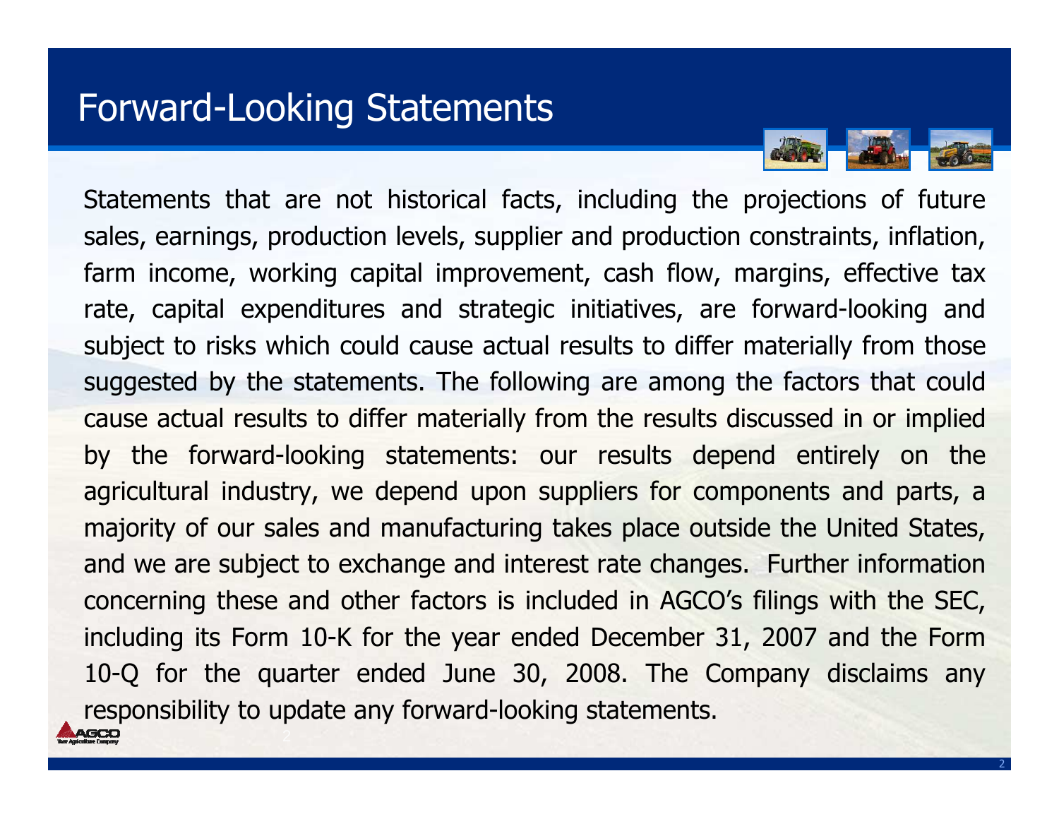# Forward-Looking Statements

Statements that are not historical facts, including the projections of future sales, earnings, production levels, supplier and production constraints, inflation, farm income, working capital improvement, cash flow, margins, effective tax rate, capital expenditures and strategic initiatives, are forward-looking and subject to risks which could cause actual results to differ materially from those suggested by the statements. The following are among the factors that could cause actual results to differ materially from the results discussed in or implied by the forward-looking statements: our results depend entirely on the agricultural industry, we depend upon suppliers for components and parts, a majority of our sales and manufacturing takes place outside the United States, and we are subject to exchange and interest rate changes. Further information concerning these and other factors is included in AGCO's filings with the SEC, including its Form 10-K for the year ended December 31, 2007 and the Form 10-Q for the quarter ended June 30, 2008. The Company disclaims any responsibility to update any forward-looking statements.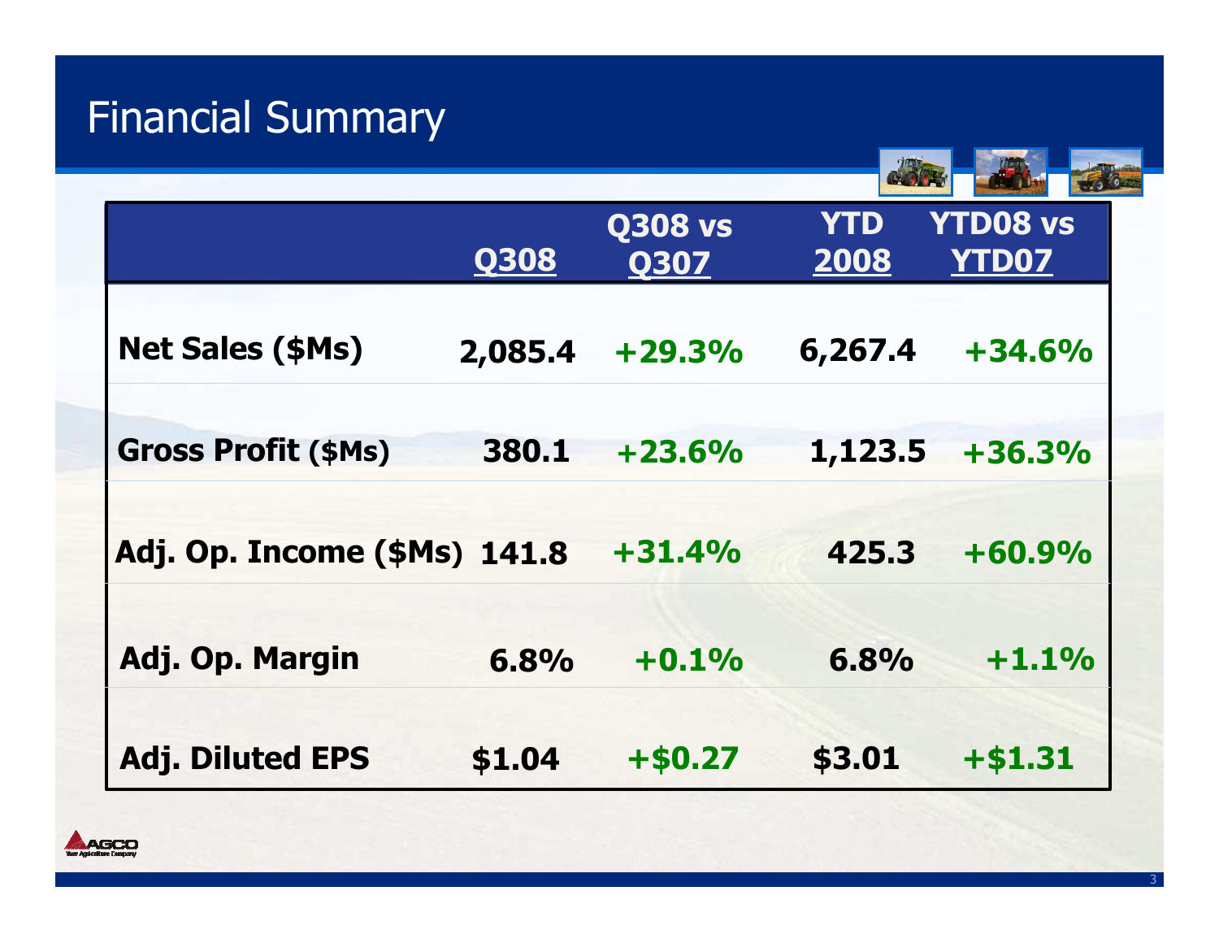# Financial Summary

| | Q308 | Q308 vs Q307 | YTD 2008 | YTD08 vs YTD07 |
|---|---|---|---|---|
| **Net Sales ($Ms)** | **2,085.4** | **+29.3%** | **6,267.4** | **+34.6%** |
| **Gross Profit ($Ms)** | **380.1** | **+23.6%** | **1,123.5** | **+36.3%** |
| **Adj. Op. Income ($Ms)** | **141.8** | **+31.4%** | **425.3** | **+60.9%** |
| **Adj. Op. Margin** | **6.8%** | **+0.1%** | **6.8%** | **+1.1%** |
| **Adj. Diluted EPS** | **$1.04** | **+$0.27** | **$3.01** | **+$1.31** |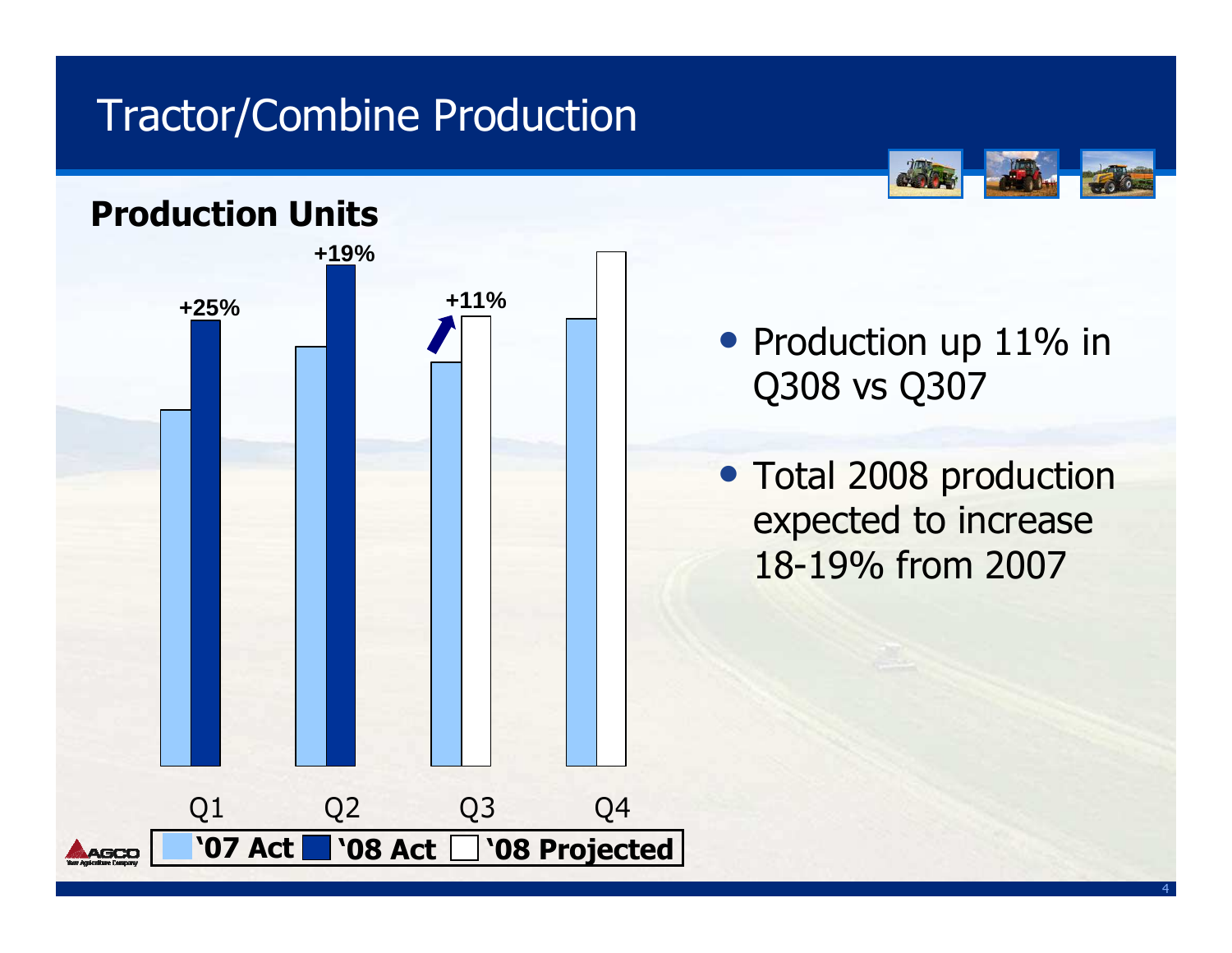# Tractor/Combine Production

**Production Units**

| | '07 Act | '08 Act | '08 Projected | Change |
|---|---|---|---|---|
| Q1 | | | | +25% |
| Q2 | | | | +19% |
| Q3 | | | | +11% |
| Q4 | | | | |

- Production up 11% in Q308 vs Q307
- Total 2008 production expected to increase 18-19% from 2007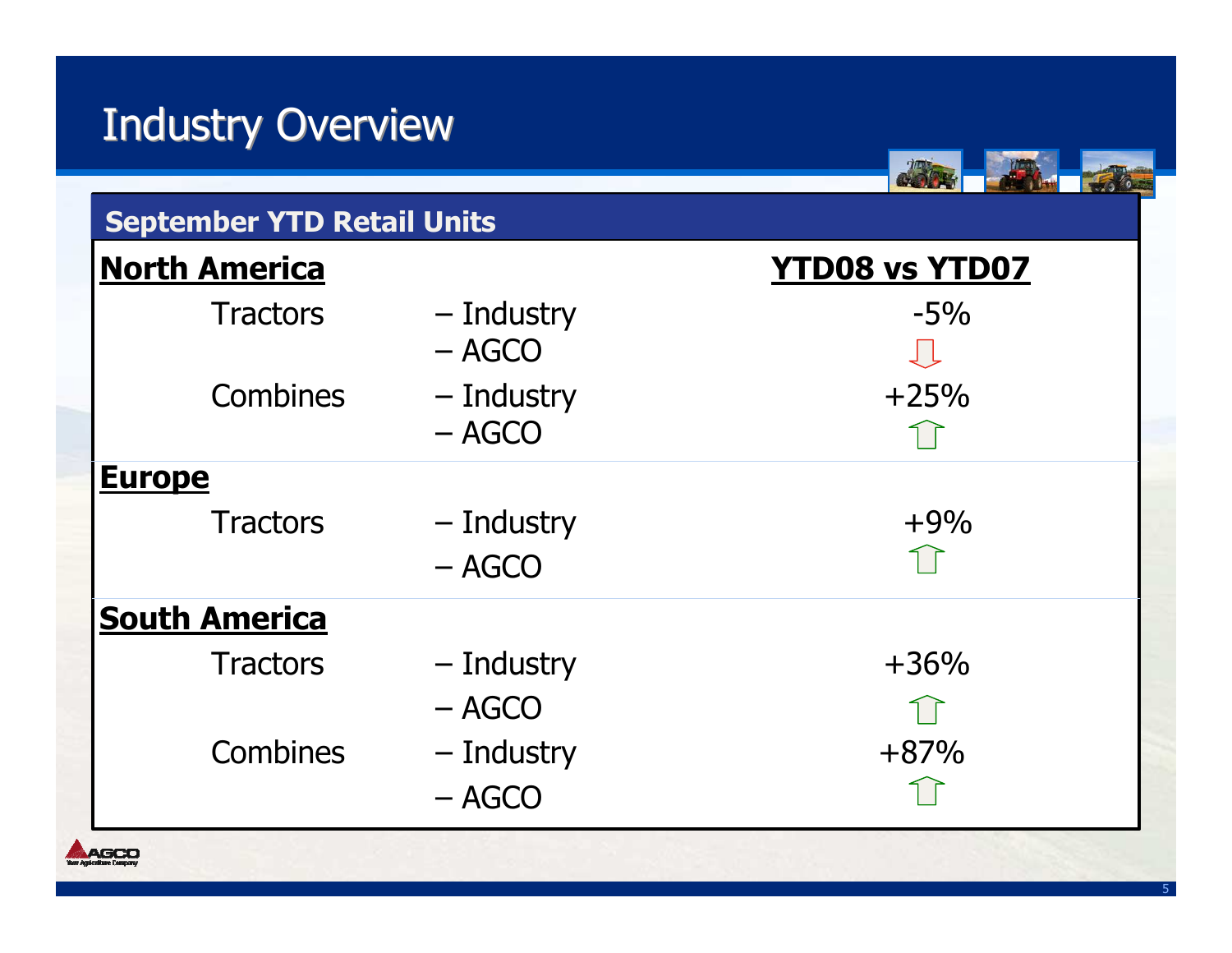# Industry Overview

## September YTD Retail Units

| | | | YTD08 vs YTD07 |
|---|---|---|---|
| **North America** | | | |
| | Tractors | – Industry | -5% |
| | | – AGCO | ⇩ |
| | Combines | – Industry | +25% |
| | | – AGCO | ⇧ |
| **Europe** | | | |
| | Tractors | – Industry | +9% |
| | | – AGCO | ⇧ |
| **South America** | | | |
| | Tractors | – Industry | +36% |
| | | – AGCO | ⇧ |
| | Combines | – Industry | +87% |
| | | – AGCO | ⇧ |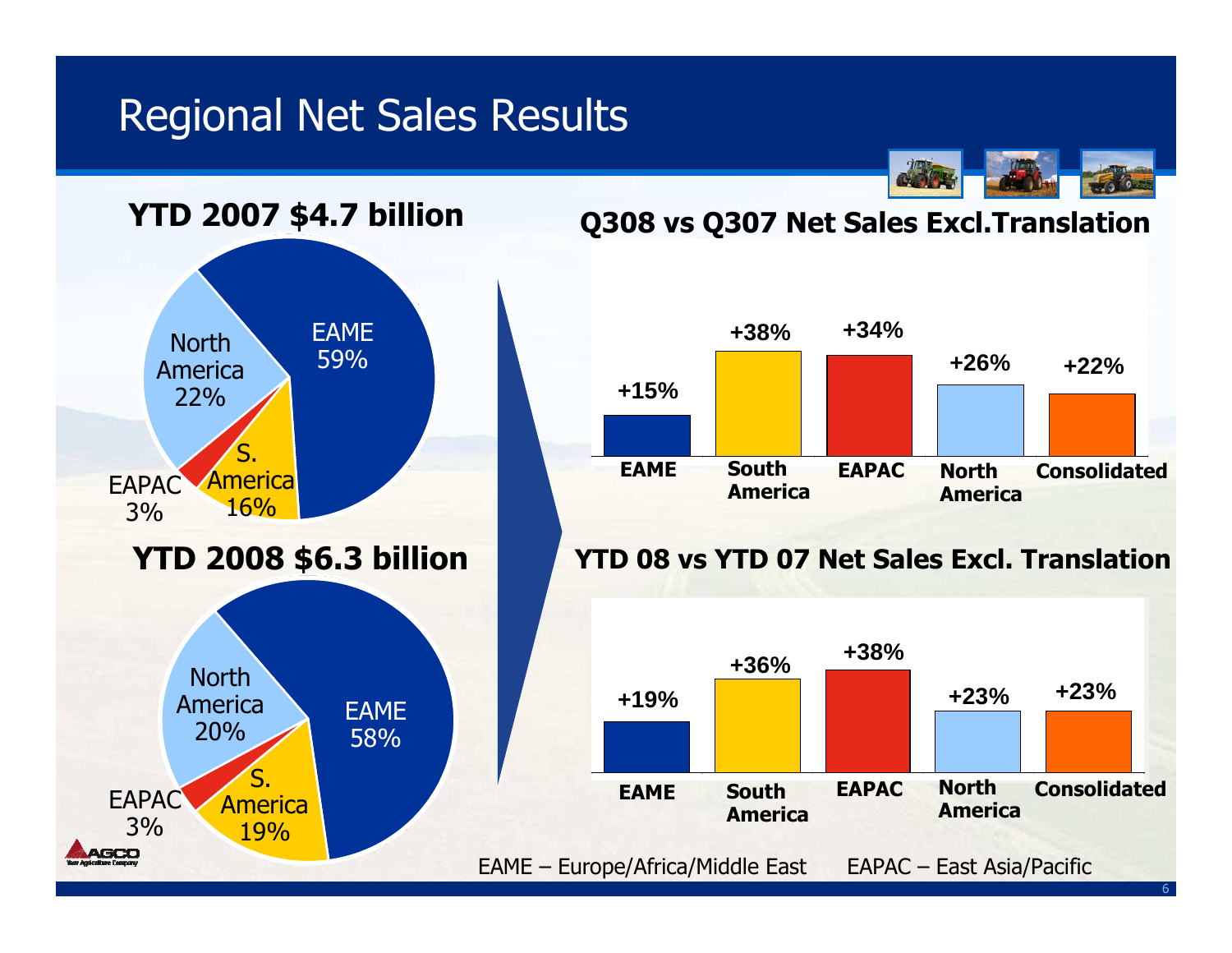# Regional Net Sales Results

## YTD 2007 $4.7 billion

| Region | Share |
|---|---|
| EAME | 59% |
| North America | 22% |
| S. America | 16% |
| EAPAC | 3% |

## YTD 2008 $6.3 billion

| Region | Share |
|---|---|
| EAME | 58% |
| North America | 20% |
| S. America | 19% |
| EAPAC | 3% |

## Q308 vs Q307 Net Sales Excl.Translation

| EAME | South America | EAPAC | North America | Consolidated |
|---|---|---|---|---|
| +15% | +38% | +34% | +26% | +22% |

## YTD 08 vs YTD 07 Net Sales Excl. Translation

| EAME | South America | EAPAC | North America | Consolidated |
|---|---|---|---|---|
| +19% | +36% | +38% | +23% | +23% |

EAME – Europe/Africa/Middle East EAPAC – East Asia/Pacific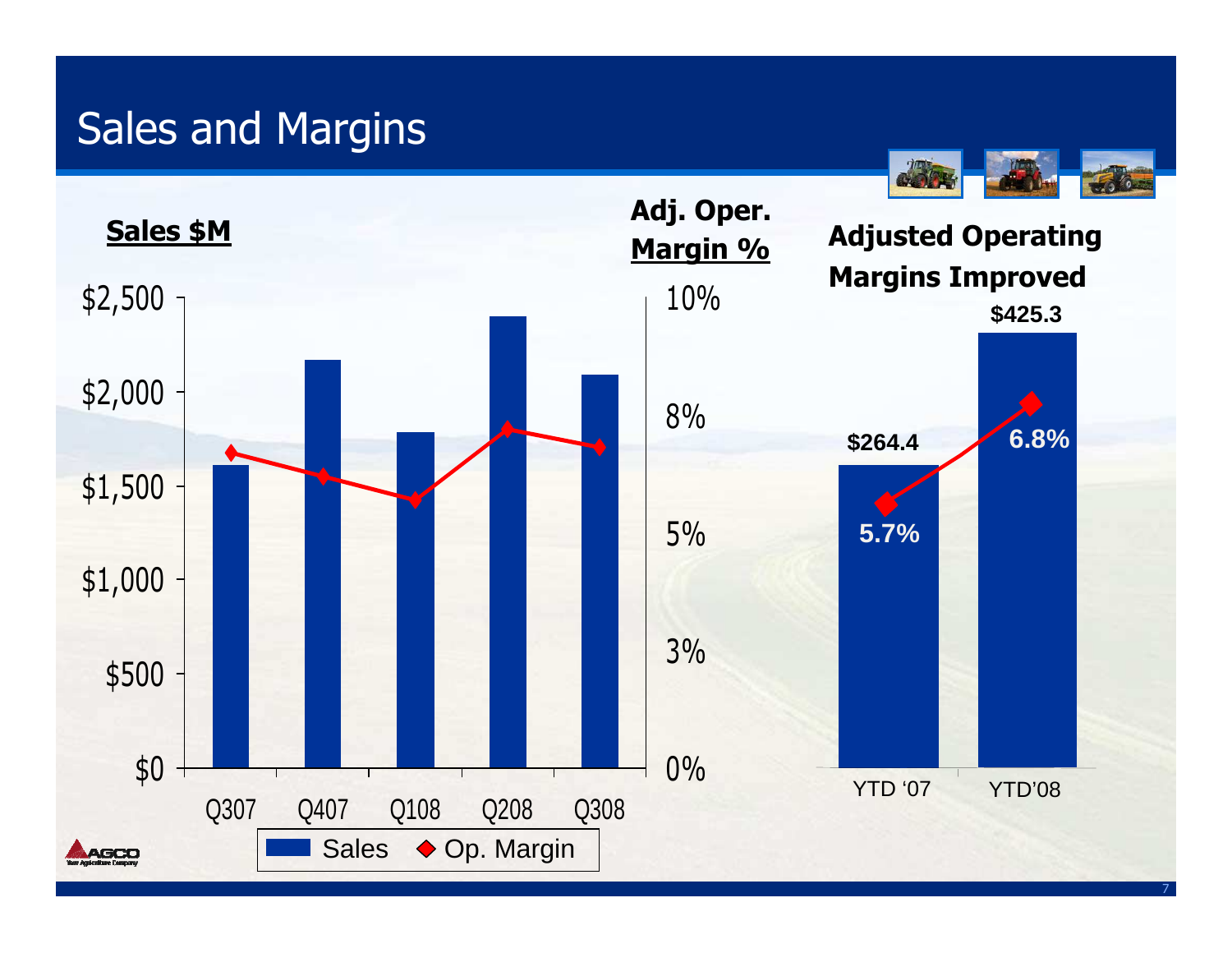# Sales and Margins

**Sales $M**

**Adj. Oper. Margin %**

| Sales $M | Adj. Oper. Margin % |
|---|---|
| $2,500 | 10% |
| $2,000 | 8% |
| $1,500 | 5% |
| $1,000 | |
| $500 | 3% |
| $0 | 0% |

Q307 Q407 Q108 Q208 Q308

Sales ◆ Op. Margin

**Adjusted Operating Margins Improved**

| | YTD '07 | YTD'08 |
|---|---|---|
| Adjusted Operating Income | $264.4 | $425.3 |
| Adjusted Operating Margin | 5.7% | 6.8% |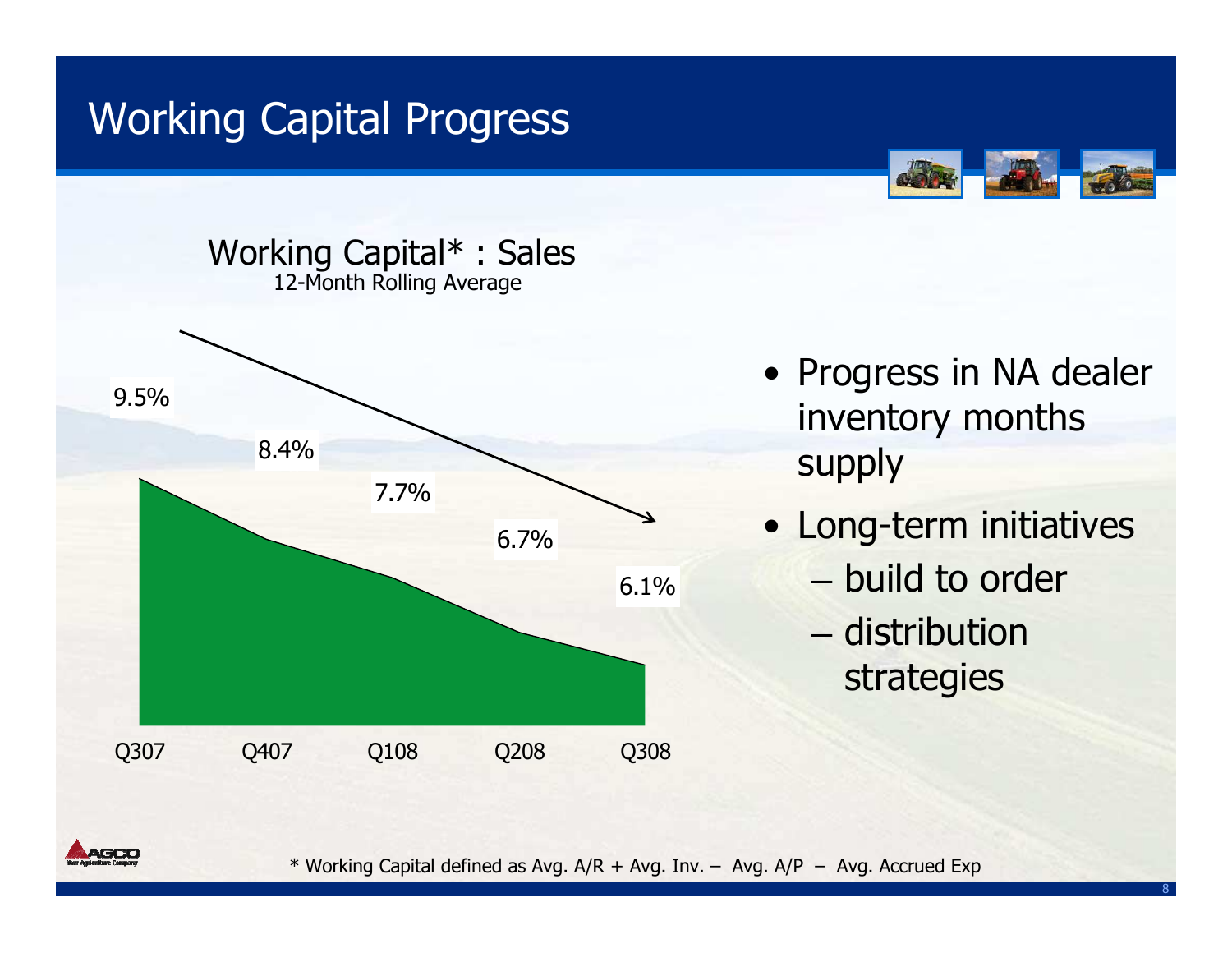# Working Capital Progress

**Working Capital* : Sales**
12-Month Rolling Average

| Q307 | Q407 | Q108 | Q208 | Q308 |
|---|---|---|---|---|
| 9.5% | 8.4% | 7.7% | 6.7% | 6.1% |

- Progress in NA dealer inventory months supply
- Long-term initiatives
  - build to order
  - distribution strategies

* Working Capital defined as Avg. A/R + Avg. Inv. – Avg. A/P – Avg. Accrued Exp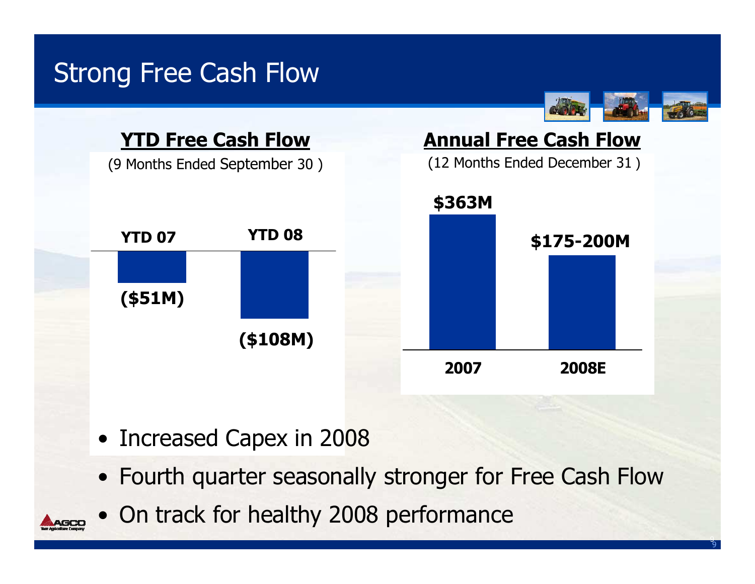# Strong Free Cash Flow

## YTD Free Cash Flow

(9 Months Ended September 30 )

| YTD 07 | YTD 08 |
|---|---|
| ($51M) | ($108M) |

## Annual Free Cash Flow

(12 Months Ended December 31 )

| 2007 | 2008E |
|---|---|
| $363M | $175-200M |

- Increased Capex in 2008
- Fourth quarter seasonally stronger for Free Cash Flow
- On track for healthy 2008 performance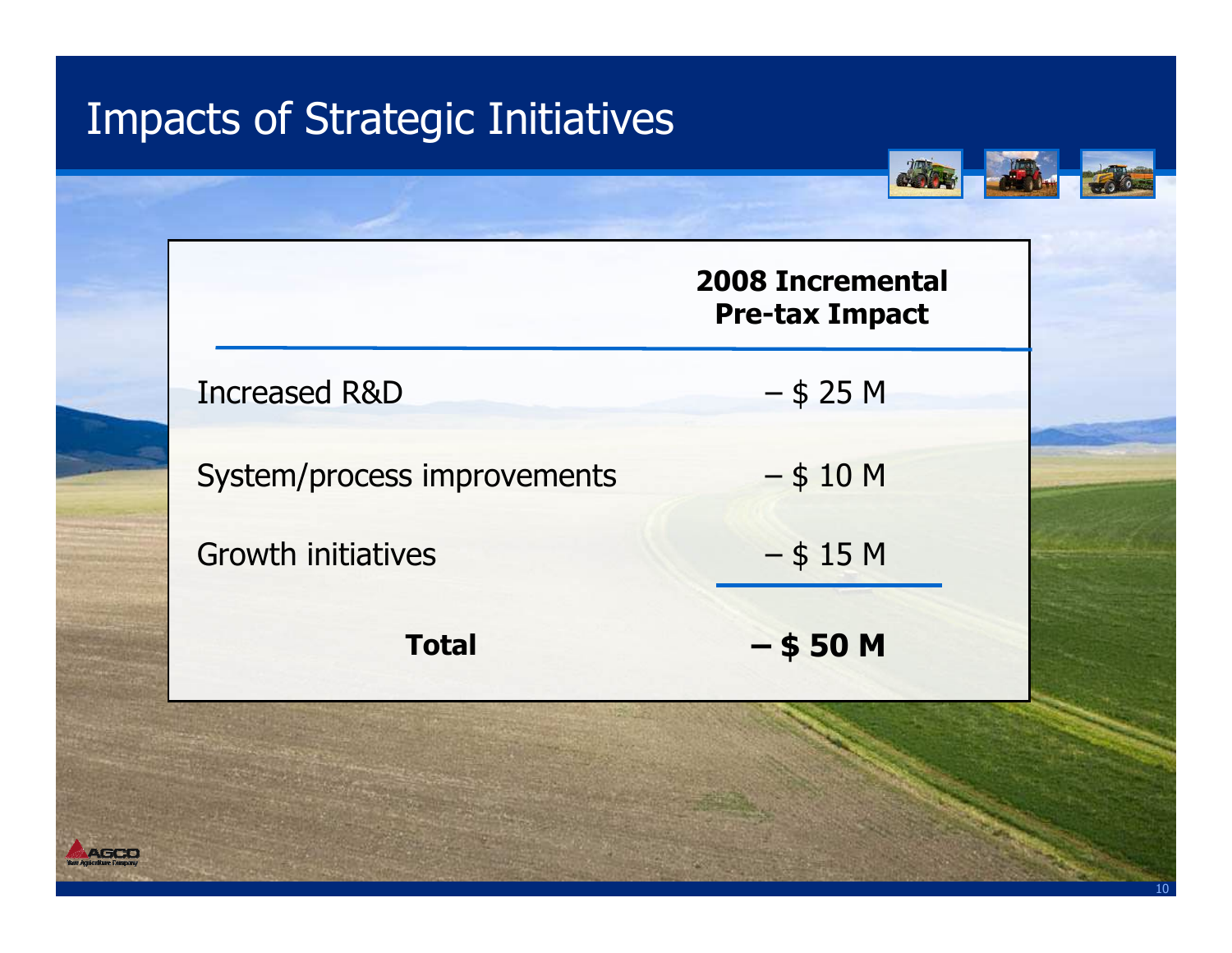# Impacts of Strategic Initiatives

| | 2008 Incremental Pre-tax Impact |
|---|---|
| Increased R&D | – $ 25 M |
| System/process improvements | – $ 10 M |
| Growth initiatives | – $ 15 M |
| **Total** | **– $ 50 M** |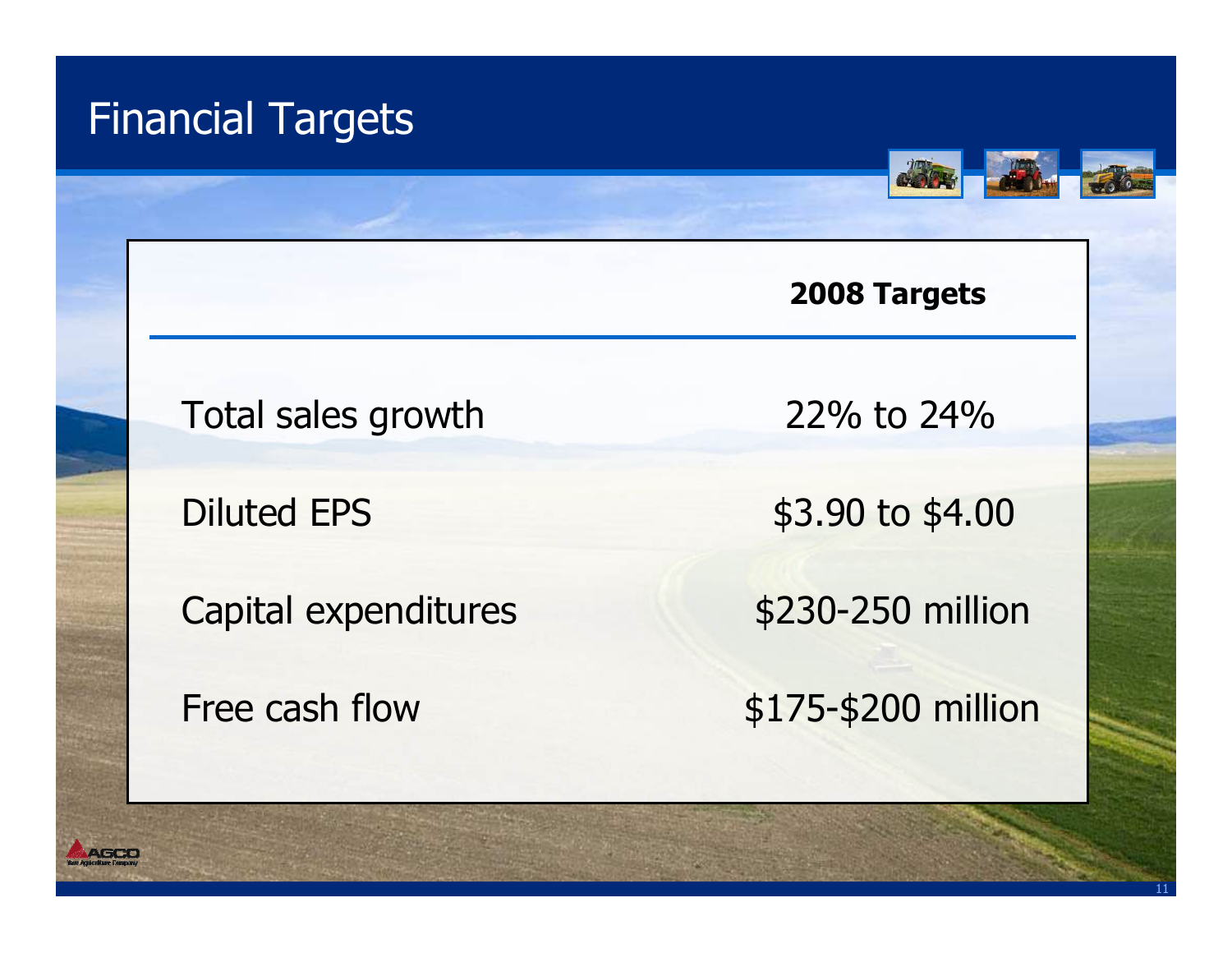# Financial Targets

| | 2008 Targets |
|---|---|
| Total sales growth | 22% to 24% |
| Diluted EPS | $3.90 to $4.00 |
| Capital expenditures | $230-250 million |
| Free cash flow | $175-$200 million |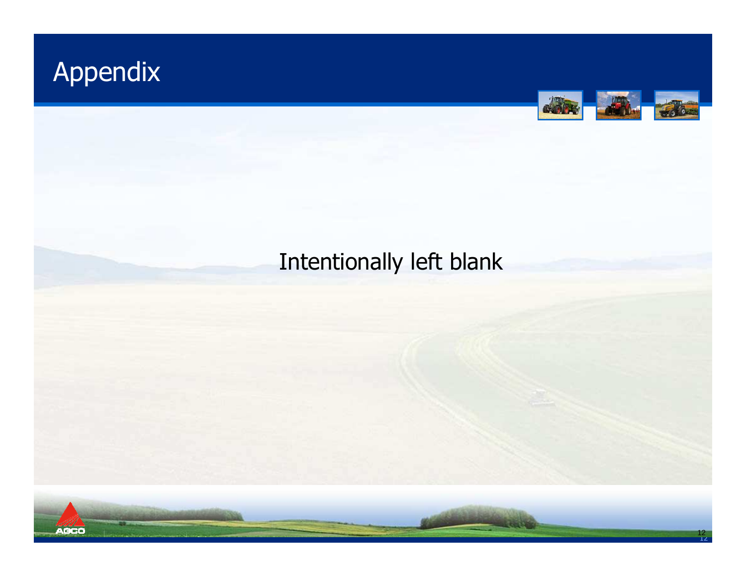# Appendix

Intentionally left blank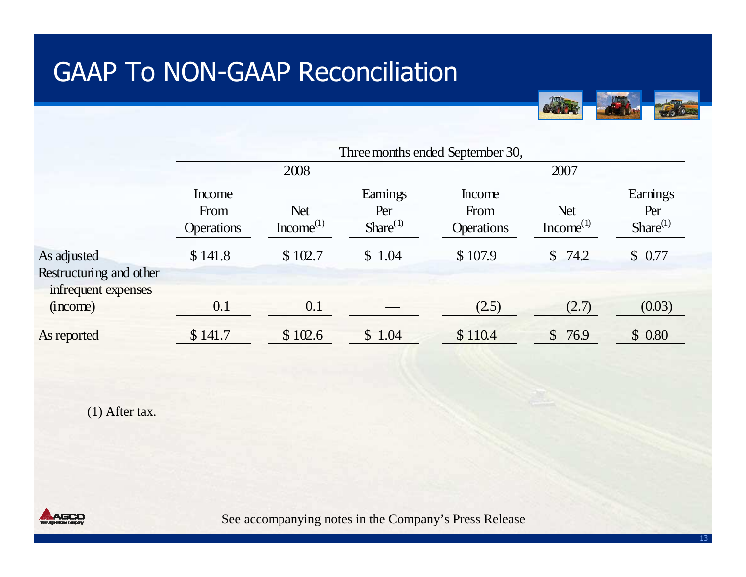# GAAP To NON-GAAP Reconciliation

| | Three months ended September 30, | | | | | |
|---|---|---|---|---|---|---|
| | 2008 | | | 2007 | | |
| | Income From Operations | Net Income[(1)] | Earnings Per Share[(1)] | Income From Operations | Net Income[(1)] | Earnings Per Share[(1)] |
| As adjusted | $ 141.8 | $ 102.7 | $ 1.04 | $ 107.9 | $ 74.2 | $ 0.77 |
| Restructuring and other infrequent expenses (income) | 0.1 | 0.1 | — | (2.5) | (2.7) | (0.03) |
| As reported | $ 141.7 | $ 102.6 | $ 1.04 | $ 110.4 | $ 76.9 | $ 0.80 |

(1) After tax.

See accompanying notes in the Company's Press Release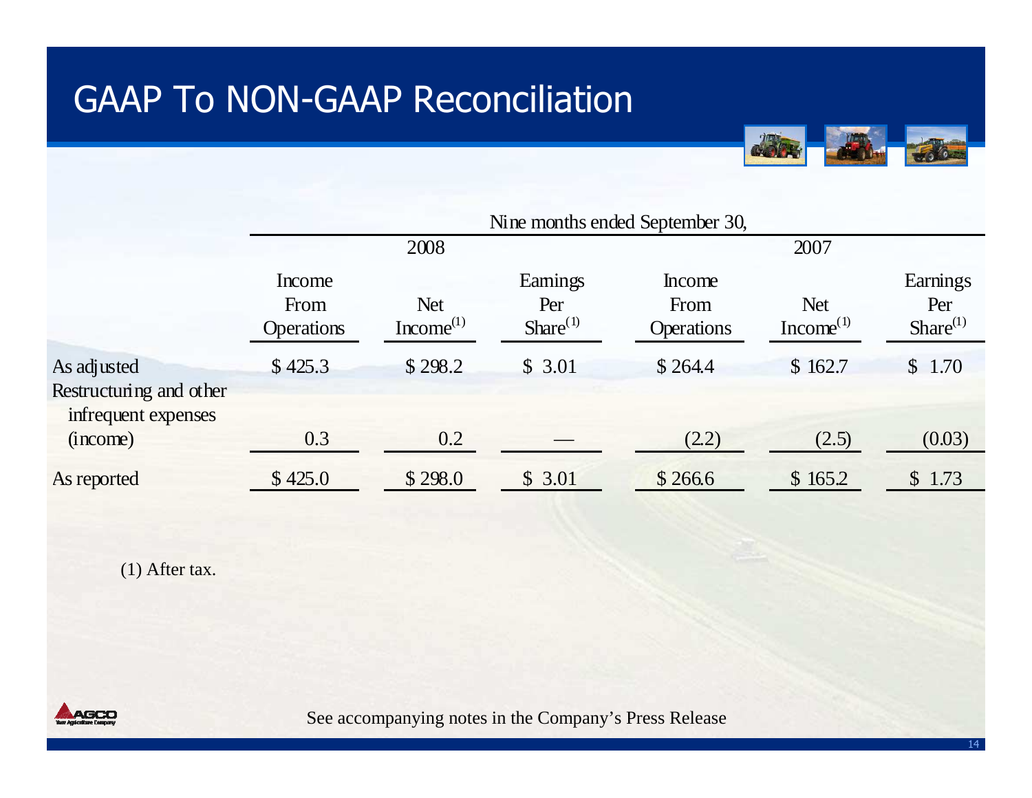# GAAP To NON-GAAP Reconciliation

| | Nine months ended September 30, | | | | | |
|---|---|---|---|---|---|---|
| | 2008 | | | 2007 | | |
| | Income From Operations | Net Income[(1)] | Earnings Per Share[(1)] | Income From Operations | Net Income[(1)] | Earnings Per Share[(1)] |
| As adjusted | $ 425.3 | $ 298.2 | $ 3.01 | $ 264.4 | $ 162.7 | $ 1.70 |
| Restructuring and other infrequent expenses (income) | 0.3 | 0.2 | — | (2.2) | (2.5) | (0.03) |
| As reported | $ 425.0 | $ 298.0 | $ 3.01 | $ 266.6 | $ 165.2 | $ 1.73 |

(1) After tax.

See accompanying notes in the Company's Press Release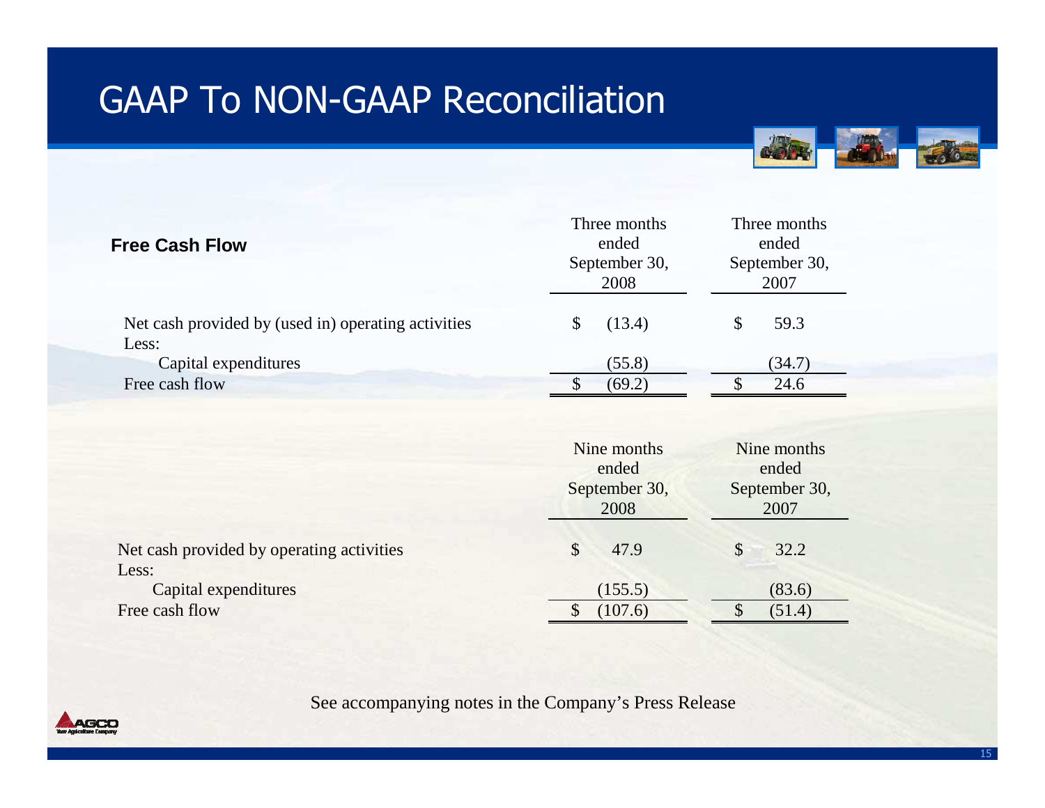# GAAP To NON-GAAP Reconciliation

## Free Cash Flow

| | Three months ended September 30, 2008 | Three months ended September 30, 2007 |
|---|---|---|
| Net cash provided by (used in) operating activities | $ (13.4) | $ 59.3 |
| Less: | | |
| Capital expenditures | (55.8) | (34.7) |
| Free cash flow | $ (69.2) | $ 24.6 |

| | Nine months ended September 30, 2008 | Nine months ended September 30, 2007 |
|---|---|---|
| Net cash provided by operating activities | $ 47.9 | $ 32.2 |
| Less: | | |
| Capital expenditures | (155.5) | (83.6) |
| Free cash flow | $ (107.6) | $ (51.4) |

See accompanying notes in the Company's Press Release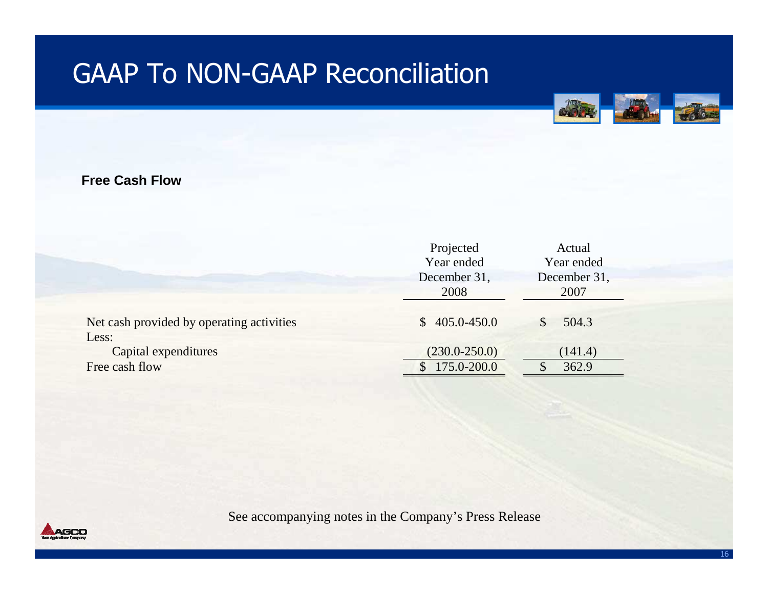# GAAP To NON-GAAP Reconciliation

**Free Cash Flow**

| | Projected Year ended December 31, 2008 | Actual Year ended December 31, 2007 |
|---|---|---|
| Net cash provided by operating activities | $ 405.0-450.0 | $ 504.3 |
| Less: | | |
| Capital expenditures | (230.0-250.0) | (141.4) |
| Free cash flow | $ 175.0-200.0 | $ 362.9 |

See accompanying notes in the Company's Press Release